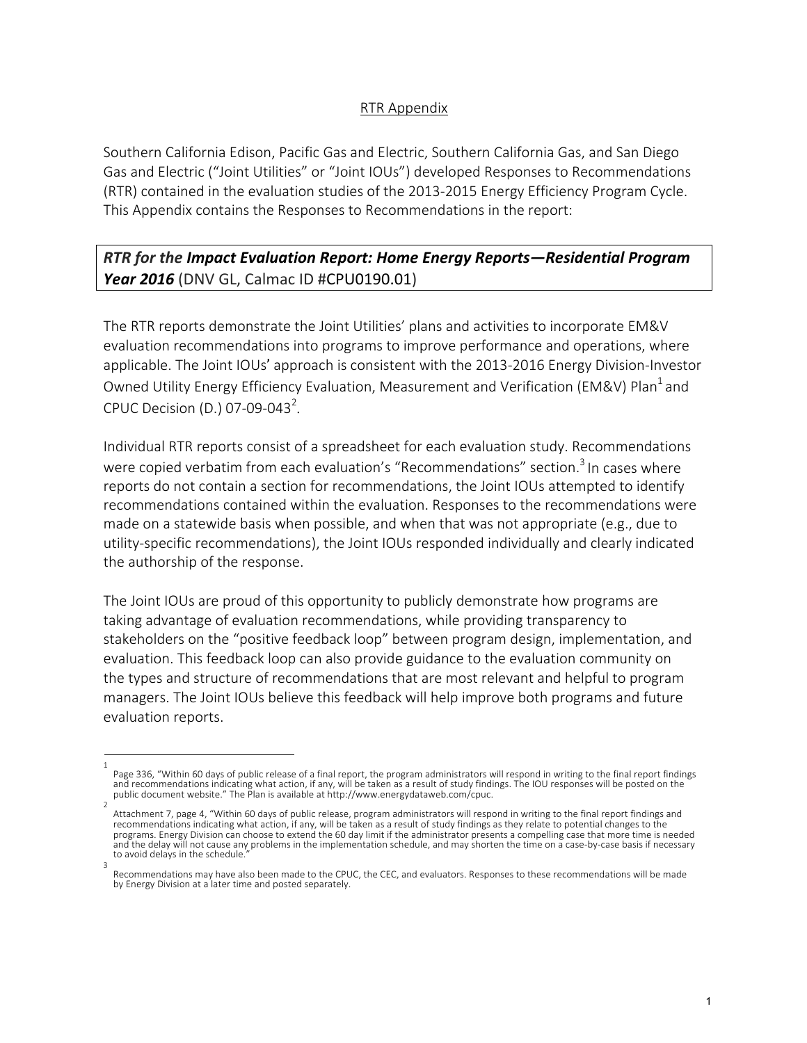# RTR Appendix

Southern California Edison, Pacific Gas and Electric, Southern California Gas, and San Diego Gas and Electric ("Joint Utilities" or "Joint IOUs") developed Responses to Recommendations (RTR) contained in the evaluation studies of the 2013-2015 Energy Efficiency Program Cycle. This Appendix contains the Responses to Recommendations in the report:

## ***RTR for the Impact Evaluation Report: Home Energy Reports—Residential Program Year 2016*** (DNV GL, Calmac ID #CPU0190.01)

The RTR reports demonstrate the Joint Utilities' plans and activities to incorporate EM&V evaluation recommendations into programs to improve performance and operations, where applicable. The Joint IOUs' approach is consistent with the 2013-2016 Energy Division-Investor Owned Utility Energy Efficiency Evaluation, Measurement and Verification (EM&V) Plan[1] and CPUC Decision (D.) 07-09-043[2].

Individual RTR reports consist of a spreadsheet for each evaluation study. Recommendations were copied verbatim from each evaluation's "Recommendations" section.[3] In cases where reports do not contain a section for recommendations, the Joint IOUs attempted to identify recommendations contained within the evaluation. Responses to the recommendations were made on a statewide basis when possible, and when that was not appropriate (e.g., due to utility-specific recommendations), the Joint IOUs responded individually and clearly indicated the authorship of the response.

The Joint IOUs are proud of this opportunity to publicly demonstrate how programs are taking advantage of evaluation recommendations, while providing transparency to stakeholders on the "positive feedback loop" between program design, implementation, and evaluation. This feedback loop can also provide guidance to the evaluation community on the types and structure of recommendations that are most relevant and helpful to program managers. The Joint IOUs believe this feedback will help improve both programs and future evaluation reports.

---

[1] Page 336, "Within 60 days of public release of a final report, the program administrators will respond in writing to the final report findings and recommendations indicating what action, if any, will be taken as a result of study findings. The IOU responses will be posted on the public document website." The Plan is available at http://www.energydataweb.com/cpuc.

[2] Attachment 7, page 4, "Within 60 days of public release, program administrators will respond in writing to the final report findings and recommendations indicating what action, if any, will be taken as a result of study findings as they relate to potential changes to the programs. Energy Division can choose to extend the 60 day limit if the administrator presents a compelling case that more time is needed and the delay will not cause any problems in the implementation schedule, and may shorten the time on a case-by-case basis if necessary to avoid delays in the schedule."

[3] Recommendations may have also been made to the CPUC, the CEC, and evaluators. Responses to these recommendations will be made by Energy Division at a later time and posted separately.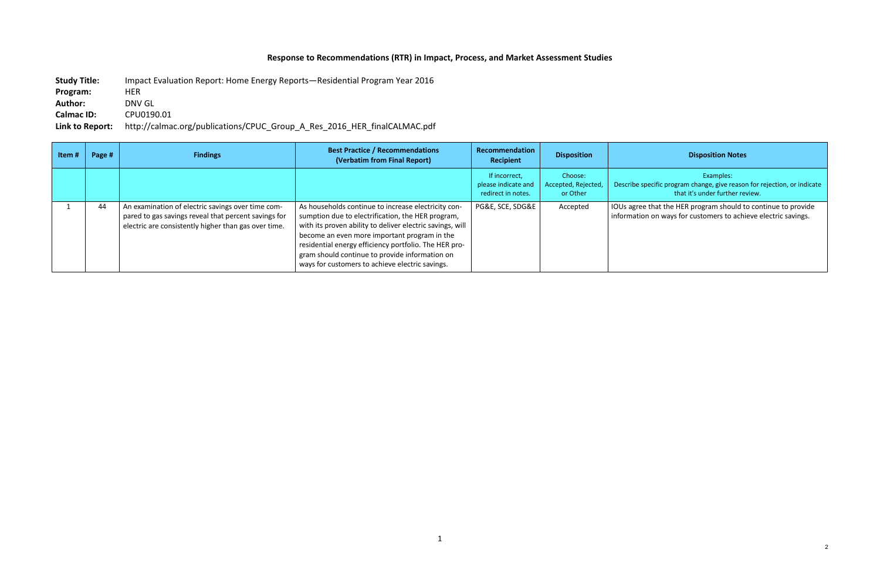# Response to Recommendations (RTR) in Impact, Process, and Market Assessment Studies

**Study Title:** Impact Evaluation Report: Home Energy Reports—Residential Program Year 2016
**Program:** HER
**Author:** DNV GL
**Calmac ID:** CPU0190.01
**Link to Report:** http://calmac.org/publications/CPUC_Group_A_Res_2016_HER_finalCALMAC.pdf

| Item # | Page # | Findings | Best Practice / Recommendations (Verbatim from Final Report) | Recommendation Recipient | Disposition | Disposition Notes |
|---|---|---|---|---|---|---|
| | | | | If incorrect, please indicate and redirect in notes. | Choose: Accepted, Rejected, or Other | Examples: Describe specific program change, give reason for rejection, or indicate that it's under further review. |
| 1 | 44 | An examination of electric savings over time compared to gas savings reveal that percent savings for electric are consistently higher than gas over time. | As households continue to increase electricity consumption due to electrification, the HER program, with its proven ability to deliver electric savings, will become an even more important program in the residential energy efficiency portfolio. The HER program should continue to provide information on ways for customers to achieve electric savings. | PG&E, SCE, SDG&E | Accepted | IOUs agree that the HER program should to continue to provide information on ways for customers to achieve electric savings. |